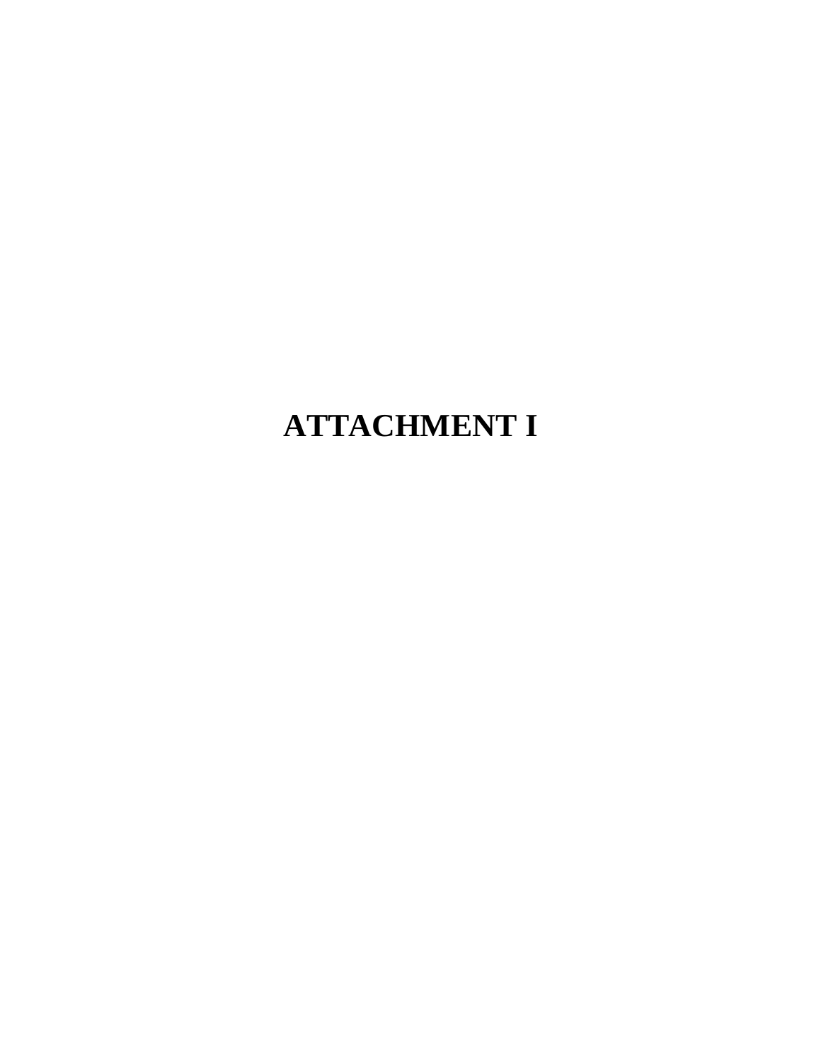# ATTACHMENT I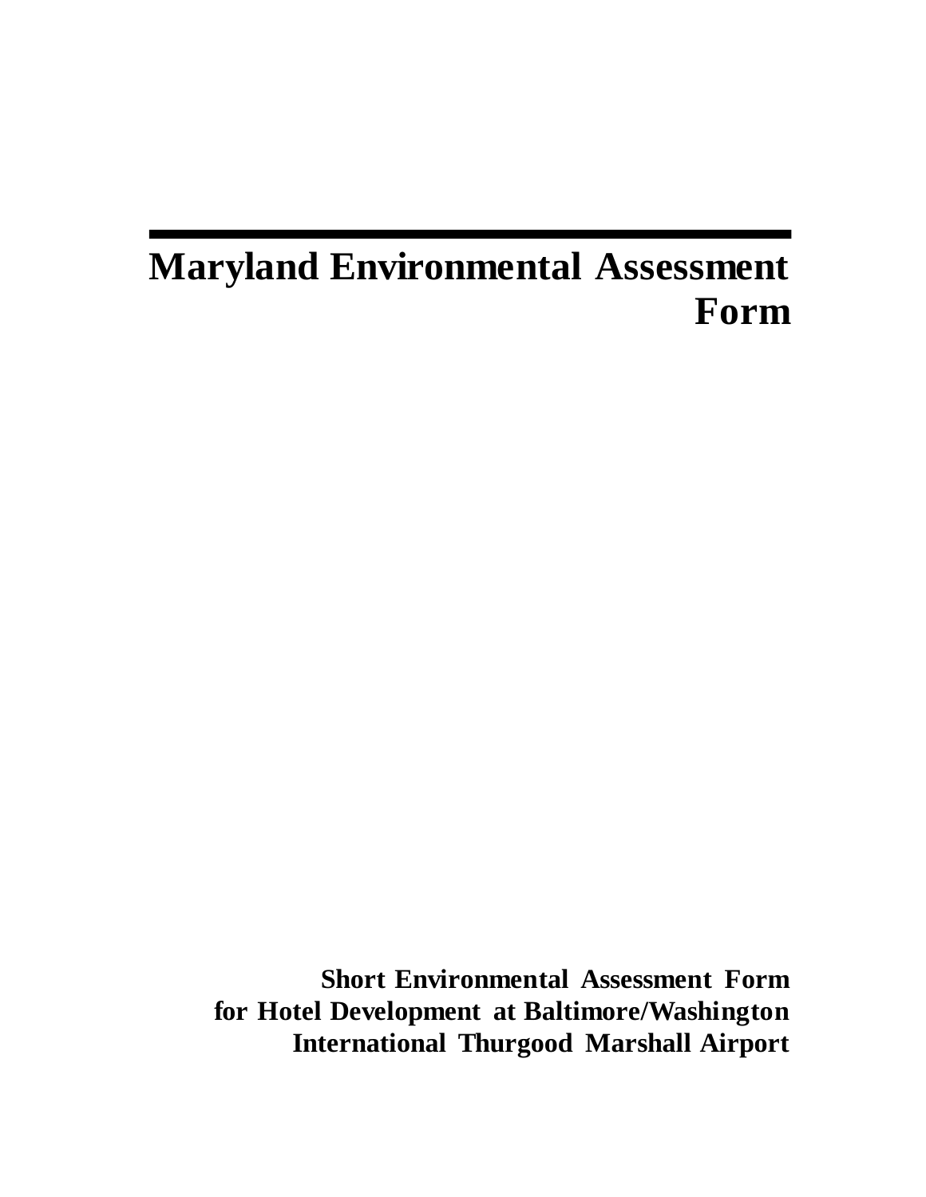# Maryland Environmental Assessment Form

**Short Environmental Assessment Form for Hotel Development at Baltimore/Washington International Thurgood Marshall Airport**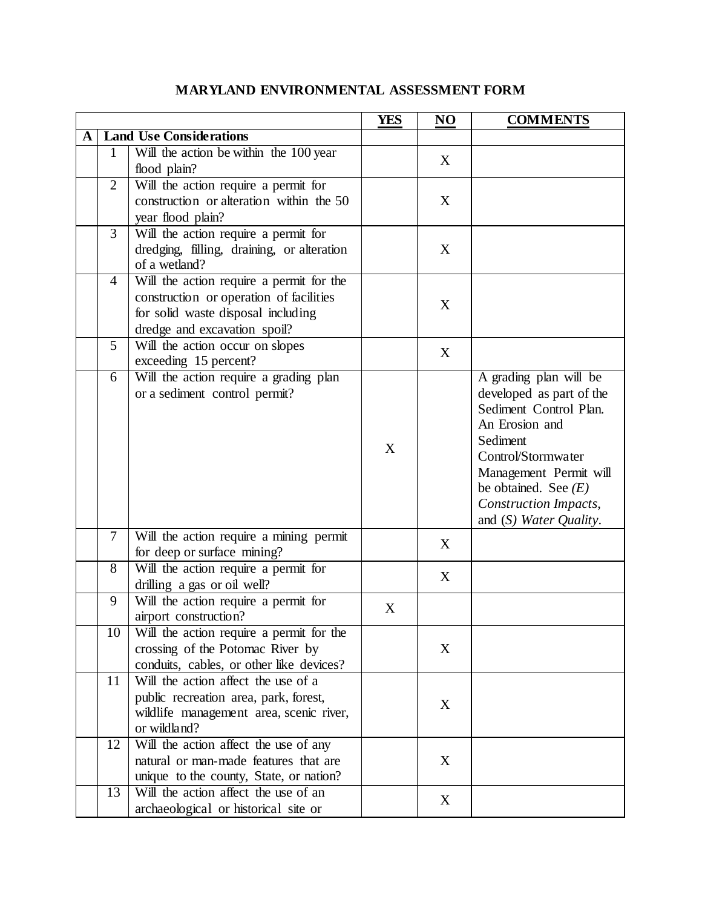# MARYLAND ENVIRONMENTAL ASSESSMENT FORM

| | | | YES | NO | COMMENTS |
|---|---|---|---|---|---|
| **A** | **Land Use Considerations** | | | | |
| | 1 | Will the action be within the 100 year flood plain? | | X | |
| | 2 | Will the action require a permit for construction or alteration within the 50 year flood plain? | | X | |
| | 3 | Will the action require a permit for dredging, filling, draining, or alteration of a wetland? | | X | |
| | 4 | Will the action require a permit for the construction or operation of facilities for solid waste disposal including dredge and excavation spoil? | | X | |
| | 5 | Will the action occur on slopes exceeding 15 percent? | | X | |
| | 6 | Will the action require a grading plan or a sediment control permit? | X | | A grading plan will be developed as part of the Sediment Control Plan. An Erosion and Sediment Control/Stormwater Management Permit will be obtained. See *(E) Construction Impacts*, and *(S) Water Quality*. |
| | 7 | Will the action require a mining permit for deep or surface mining? | | X | |
| | 8 | Will the action require a permit for drilling a gas or oil well? | | X | |
| | 9 | Will the action require a permit for airport construction? | X | | |
| | 10 | Will the action require a permit for the crossing of the Potomac River by conduits, cables, or other like devices? | | X | |
| | 11 | Will the action affect the use of a public recreation area, park, forest, wildlife management area, scenic river, or wildland? | | X | |
| | 12 | Will the action affect the use of any natural or man-made features that are unique to the county, State, or nation? | | X | |
| | 13 | Will the action affect the use of an archaeological or historical site or | | X | |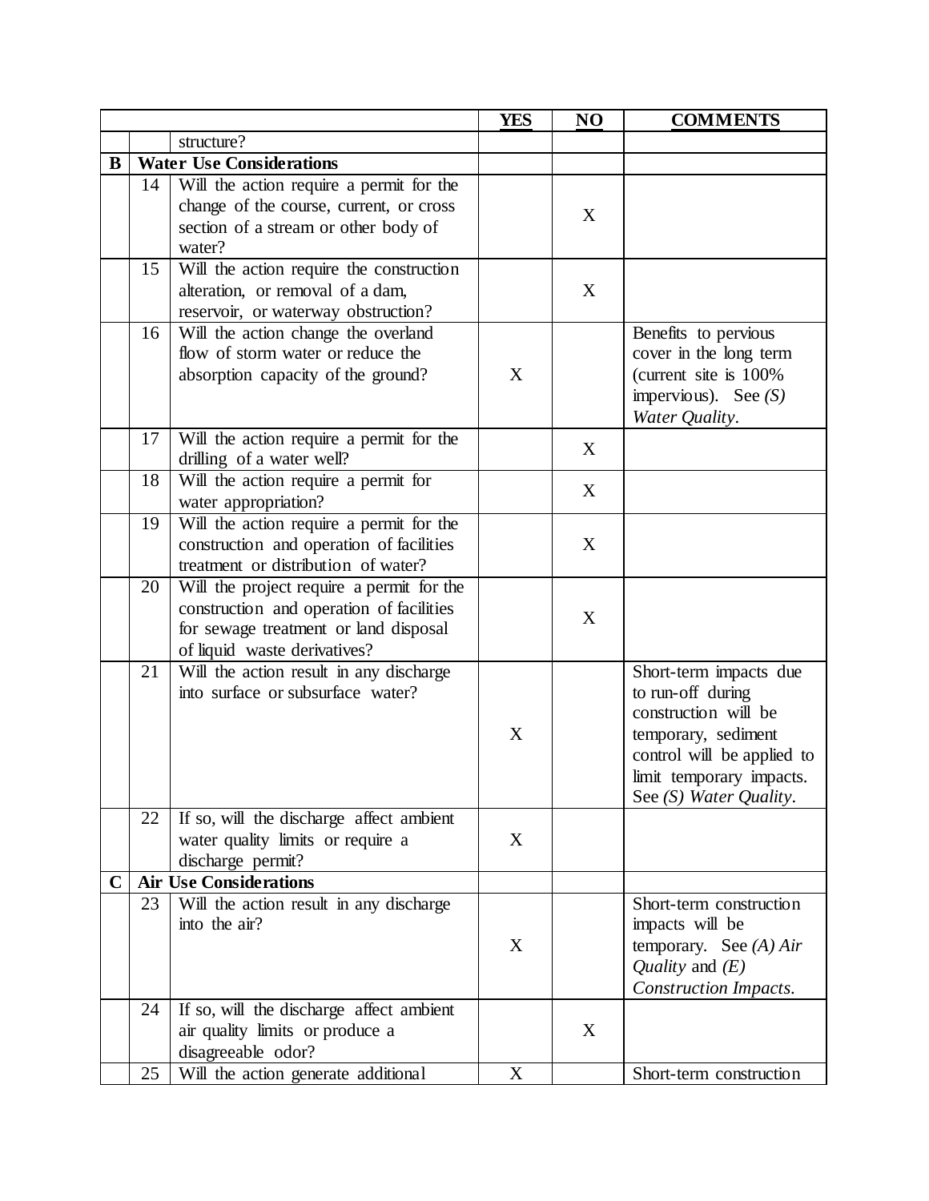| | | | YES | NO | COMMENTS |
|---|---|---|---|---|---|
| | | structure? | | | |
| **B** | **Water Use Considerations** | | | | |
| | 14 | Will the action require a permit for the change of the course, current, or cross section of a stream or other body of water? | | X | |
| | 15 | Will the action require the construction alteration, or removal of a dam, reservoir, or waterway obstruction? | | X | |
| | 16 | Will the action change the overland flow of storm water or reduce the absorption capacity of the ground? | X | | Benefits to pervious cover in the long term (current site is 100% impervious). See *(S) Water Quality*. |
| | 17 | Will the action require a permit for the drilling of a water well? | | X | |
| | 18 | Will the action require a permit for water appropriation? | | X | |
| | 19 | Will the action require a permit for the construction and operation of facilities treatment or distribution of water? | | X | |
| | 20 | Will the project require a permit for the construction and operation of facilities for sewage treatment or land disposal of liquid waste derivatives? | | X | |
| | 21 | Will the action result in any discharge into surface or subsurface water? | X | | Short-term impacts due to run-off during construction will be temporary, sediment control will be applied to limit temporary impacts. See *(S) Water Quality*. |
| | 22 | If so, will the discharge affect ambient water quality limits or require a discharge permit? | X | | |
| **C** | **Air Use Considerations** | | | | |
| | 23 | Will the action result in any discharge into the air? | X | | Short-term construction impacts will be temporary. See *(A) Air Quality* and *(E) Construction Impacts*. |
| | 24 | If so, will the discharge affect ambient air quality limits or produce a disagreeable odor? | | X | |
| | 25 | Will the action generate additional | X | | Short-term construction |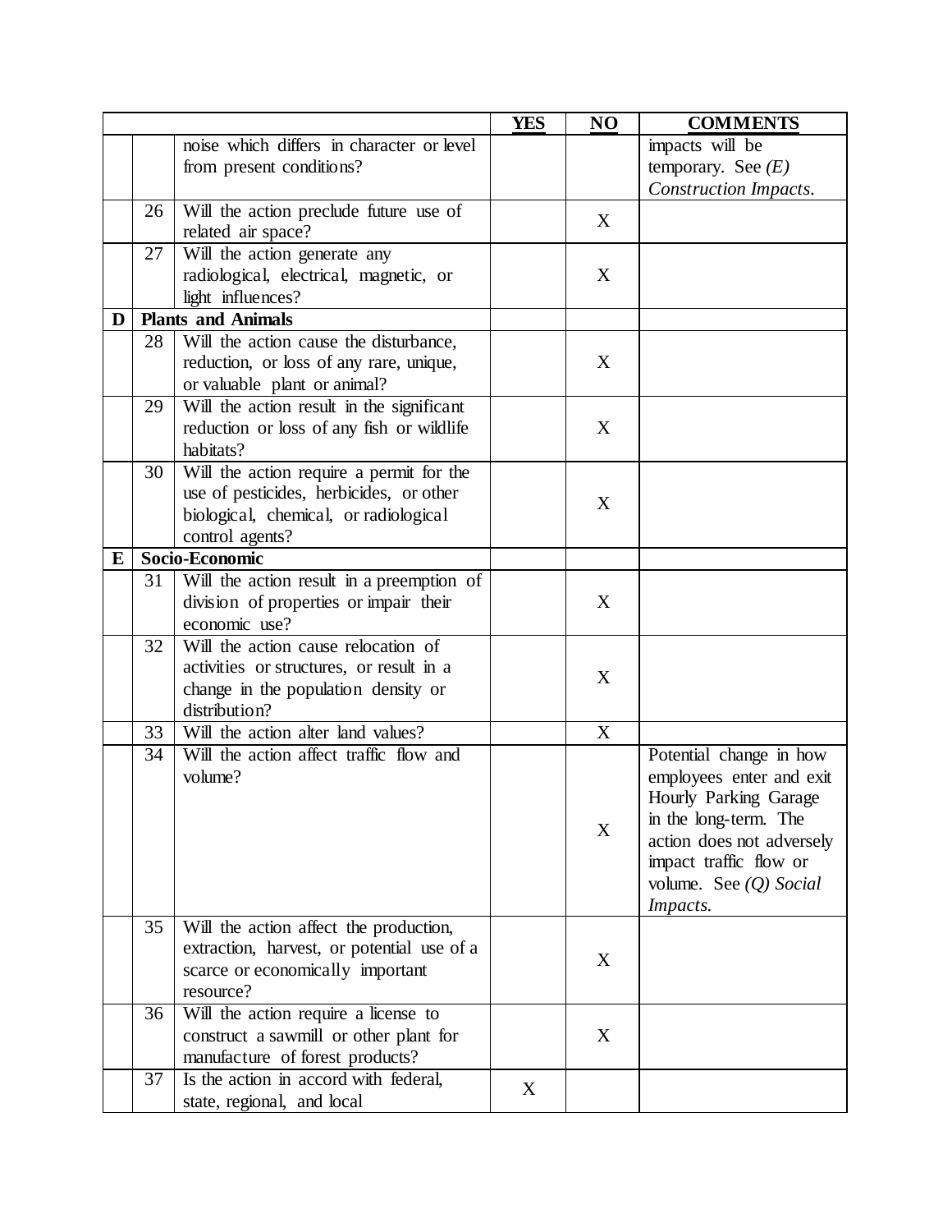| | | | YES | NO | COMMENTS |
|---|---|---|---|---|---|
| | | noise which differs in character or level from present conditions? | | | impacts will be temporary. See *(E) Construction Impacts.* |
| | 26 | Will the action preclude future use of related air space? | | X | |
| | 27 | Will the action generate any radiological, electrical, magnetic, or light influences? | | X | |
| **D** | **Plants and Animals** | | | | |
| | 28 | Will the action cause the disturbance, reduction, or loss of any rare, unique, or valuable plant or animal? | | X | |
| | 29 | Will the action result in the significant reduction or loss of any fish or wildlife habitats? | | X | |
| | 30 | Will the action require a permit for the use of pesticides, herbicides, or other biological, chemical, or radiological control agents? | | X | |
| **E** | **Socio-Economic** | | | | |
| | 31 | Will the action result in a preemption of division of properties or impair their economic use? | | X | |
| | 32 | Will the action cause relocation of activities or structures, or result in a change in the population density or distribution? | | X | |
| | 33 | Will the action alter land values? | | X | |
| | 34 | Will the action affect traffic flow and volume? | | X | Potential change in how employees enter and exit Hourly Parking Garage in the long-term. The action does not adversely impact traffic flow or volume. See *(Q) Social Impacts.* |
| | 35 | Will the action affect the production, extraction, harvest, or potential use of a scarce or economically important resource? | | X | |
| | 36 | Will the action require a license to construct a sawmill or other plant for manufacture of forest products? | | X | |
| | 37 | Is the action in accord with federal, state, regional, and local | X | | |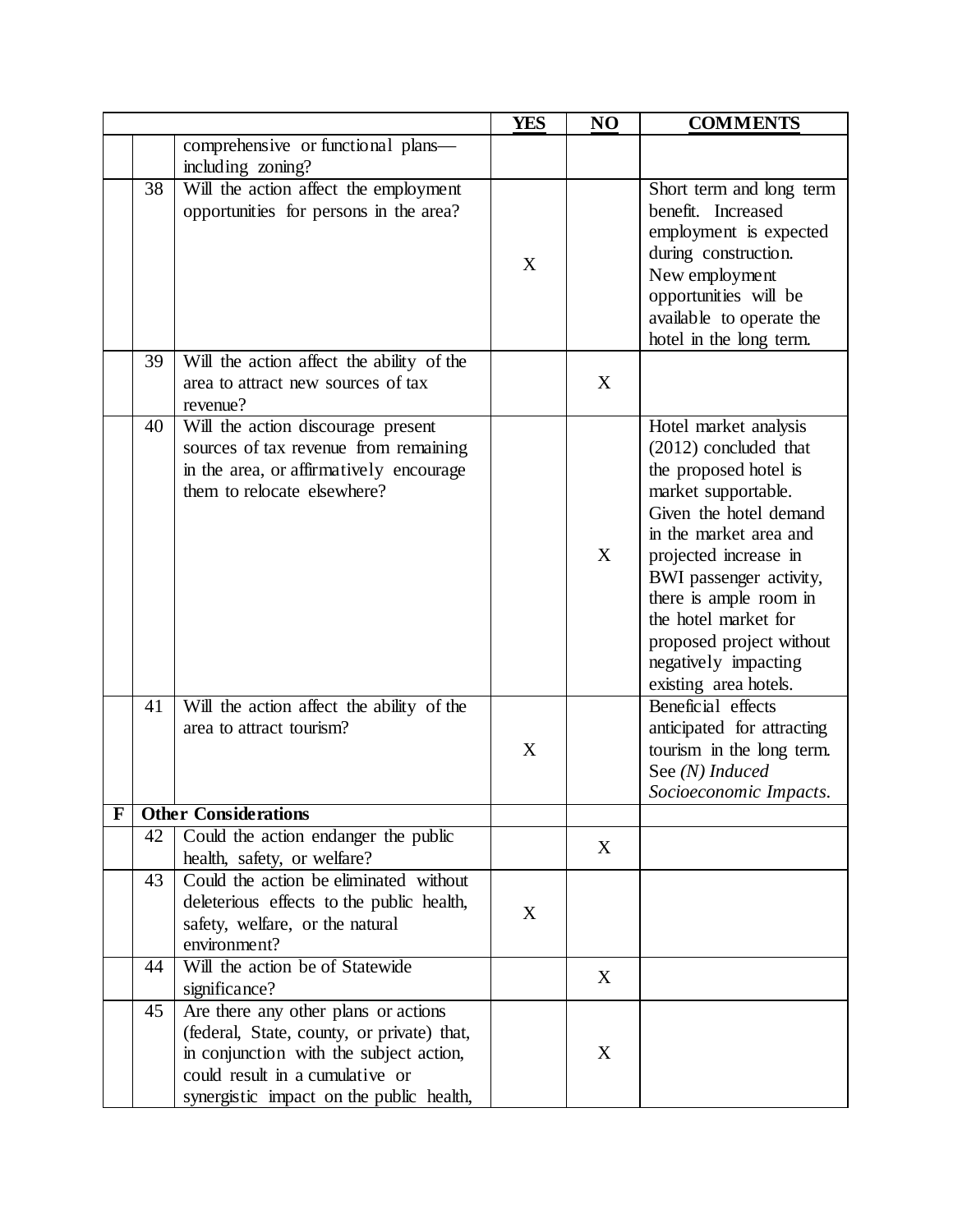| | | | YES | NO | COMMENTS |
|---|---|---|---|---|---|
| | | comprehensive or functional plans—including zoning? | | | |
| | 38 | Will the action affect the employment opportunities for persons in the area? | X | | Short term and long term benefit. Increased employment is expected during construction. New employment opportunities will be available to operate the hotel in the long term. |
| | 39 | Will the action affect the ability of the area to attract new sources of tax revenue? | | X | |
| | 40 | Will the action discourage present sources of tax revenue from remaining in the area, or affirmatively encourage them to relocate elsewhere? | | X | Hotel market analysis (2012) concluded that the proposed hotel is market supportable. Given the hotel demand in the market area and projected increase in BWI passenger activity, there is ample room in the hotel market for proposed project without negatively impacting existing area hotels. |
| | 41 | Will the action affect the ability of the area to attract tourism? | X | | Beneficial effects anticipated for attracting tourism in the long term. See *(N) Induced Socioeconomic Impacts*. |
| **F** | **Other Considerations** | | | | |
| | 42 | Could the action endanger the public health, safety, or welfare? | | X | |
| | 43 | Could the action be eliminated without deleterious effects to the public health, safety, welfare, or the natural environment? | X | | |
| | 44 | Will the action be of Statewide significance? | | X | |
| | 45 | Are there any other plans or actions (federal, State, county, or private) that, in conjunction with the subject action, could result in a cumulative or synergistic impact on the public health, | | X | |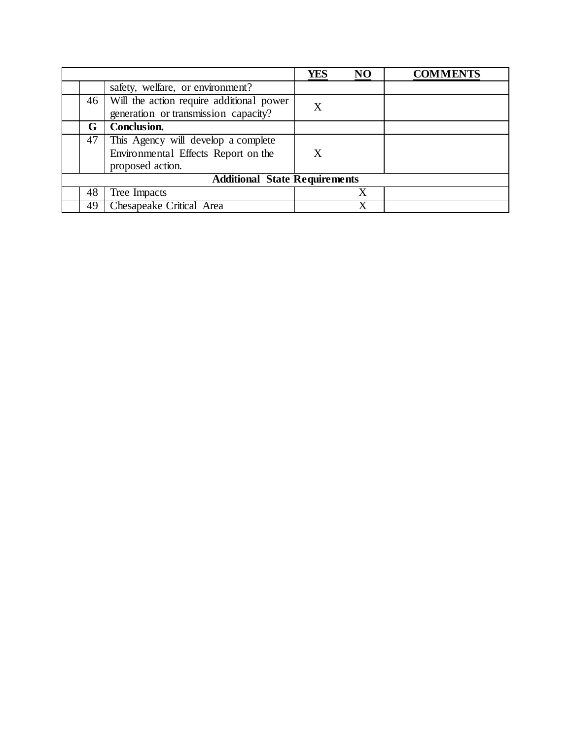| | | | YES | NO | COMMENTS |
|---|---|---|---|---|---|
| | | safety, welfare, or environment? | | | |
| | 46 | Will the action require additional power generation or transmission capacity? | X | | |
| | **G** | **Conclusion.** | | | |
| | 47 | This Agency will develop a complete Environmental Effects Report on the proposed action. | X | | |
| **Additional State Requirements** | | | | | |
| | 48 | Tree Impacts | | X | |
| | 49 | Chesapeake Critical Area | | X | |